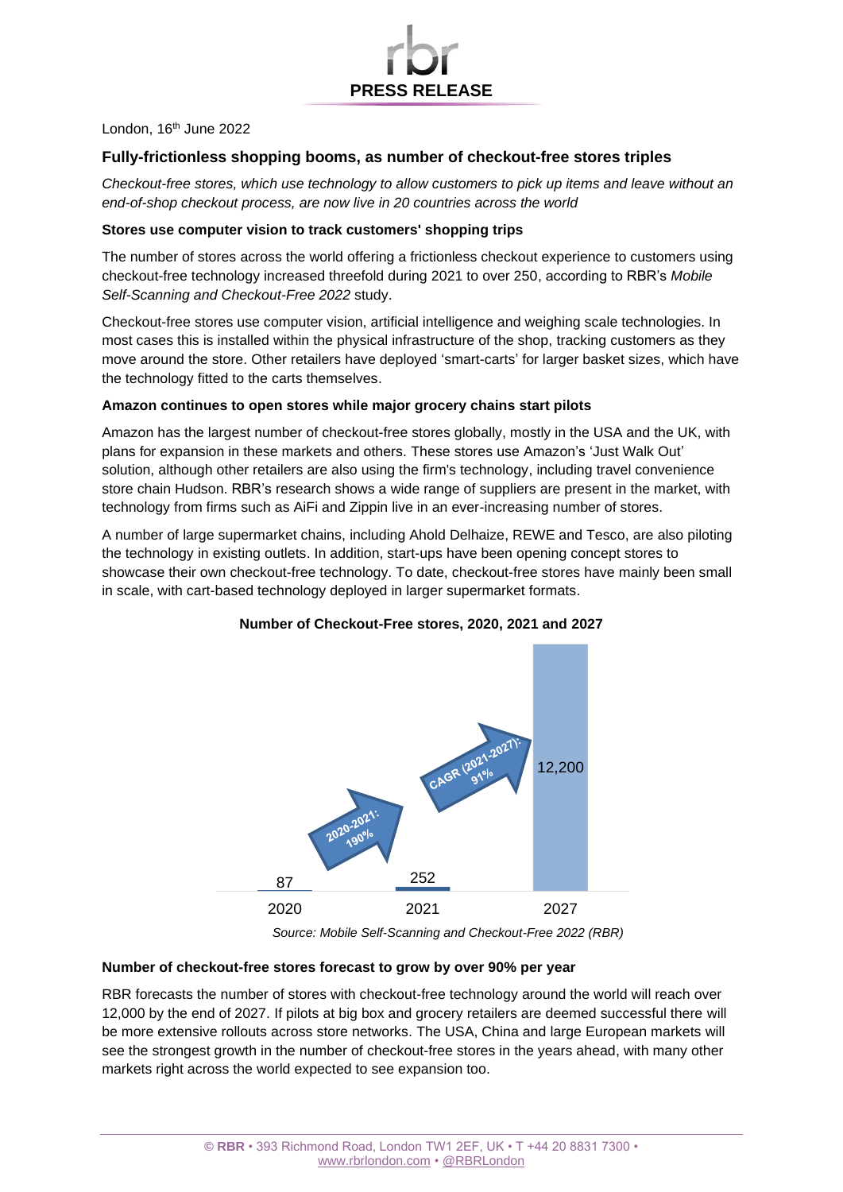rbr

**PRESS RELEASE**

London, 16th June 2022

## Fully-frictionless shopping booms, as number of checkout-free stores triples

*Checkout-free stores, which use technology to allow customers to pick up items and leave without an end-of-shop checkout process, are now live in 20 countries across the world*

### Stores use computer vision to track customers' shopping trips

The number of stores across the world offering a frictionless checkout experience to customers using checkout-free technology increased threefold during 2021 to over 250, according to RBR's *Mobile Self-Scanning and Checkout-Free 2022* study.

Checkout-free stores use computer vision, artificial intelligence and weighing scale technologies. In most cases this is installed within the physical infrastructure of the shop, tracking customers as they move around the store. Other retailers have deployed 'smart-carts' for larger basket sizes, which have the technology fitted to the carts themselves.

### Amazon continues to open stores while major grocery chains start pilots

Amazon has the largest number of checkout-free stores globally, mostly in the USA and the UK, with plans for expansion in these markets and others. These stores use Amazon's 'Just Walk Out' solution, although other retailers are also using the firm's technology, including travel convenience store chain Hudson. RBR's research shows a wide range of suppliers are present in the market, with technology from firms such as AiFi and Zippin live in an ever-increasing number of stores.

A number of large supermarket chains, including Ahold Delhaize, REWE and Tesco, are also piloting the technology in existing outlets. In addition, start-ups have been opening concept stores to showcase their own checkout-free technology. To date, checkout-free stores have mainly been small in scale, with cart-based technology deployed in larger supermarket formats.

**Number of Checkout-Free stores, 2020, 2021 and 2027**

87
252
12,200
2020-2021: 190%
CAGR (2021-2027): 91%
2020
2021
2027

*Source: Mobile Self-Scanning and Checkout-Free 2022 (RBR)*

### Number of checkout-free stores forecast to grow by over 90% per year

RBR forecasts the number of stores with checkout-free technology around the world will reach over 12,000 by the end of 2027. If pilots at big box and grocery retailers are deemed successful there will be more extensive rollouts across store networks. The USA, China and large European markets will see the strongest growth in the number of checkout-free stores in the years ahead, with many other markets right across the world expected to see expansion too.

© **RBR** • 393 Richmond Road, London TW1 2EF, UK • T +44 20 8831 7300 • www.rbrlondon.com • @RBRLondon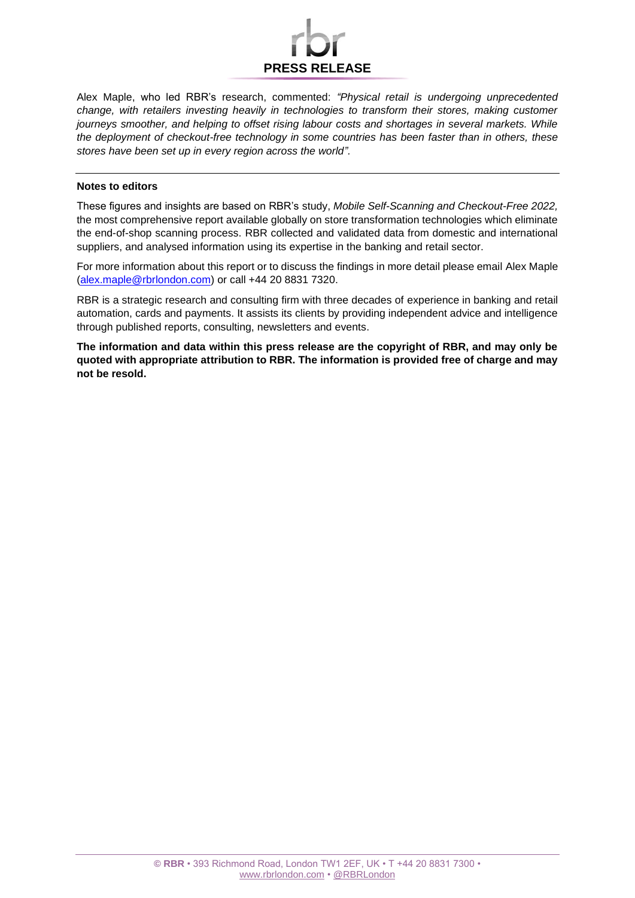Alex Maple, who led RBR's research, commented: *"Physical retail is undergoing unprecedented change, with retailers investing heavily in technologies to transform their stores, making customer journeys smoother, and helping to offset rising labour costs and shortages in several markets. While the deployment of checkout-free technology in some countries has been faster than in others, these stores have been set up in every region across the world".*

---

**Notes to editors**

These figures and insights are based on RBR's study, *Mobile Self-Scanning and Checkout-Free 2022,* the most comprehensive report available globally on store transformation technologies which eliminate the end-of-shop scanning process. RBR collected and validated data from domestic and international suppliers, and analysed information using its expertise in the banking and retail sector.

For more information about this report or to discuss the findings in more detail please email Alex Maple (alex.maple@rbrlondon.com) or call +44 20 8831 7320.

RBR is a strategic research and consulting firm with three decades of experience in banking and retail automation, cards and payments. It assists its clients by providing independent advice and intelligence through published reports, consulting, newsletters and events.

**The information and data within this press release are the copyright of RBR, and may only be quoted with appropriate attribution to RBR. The information is provided free of charge and may not be resold.**